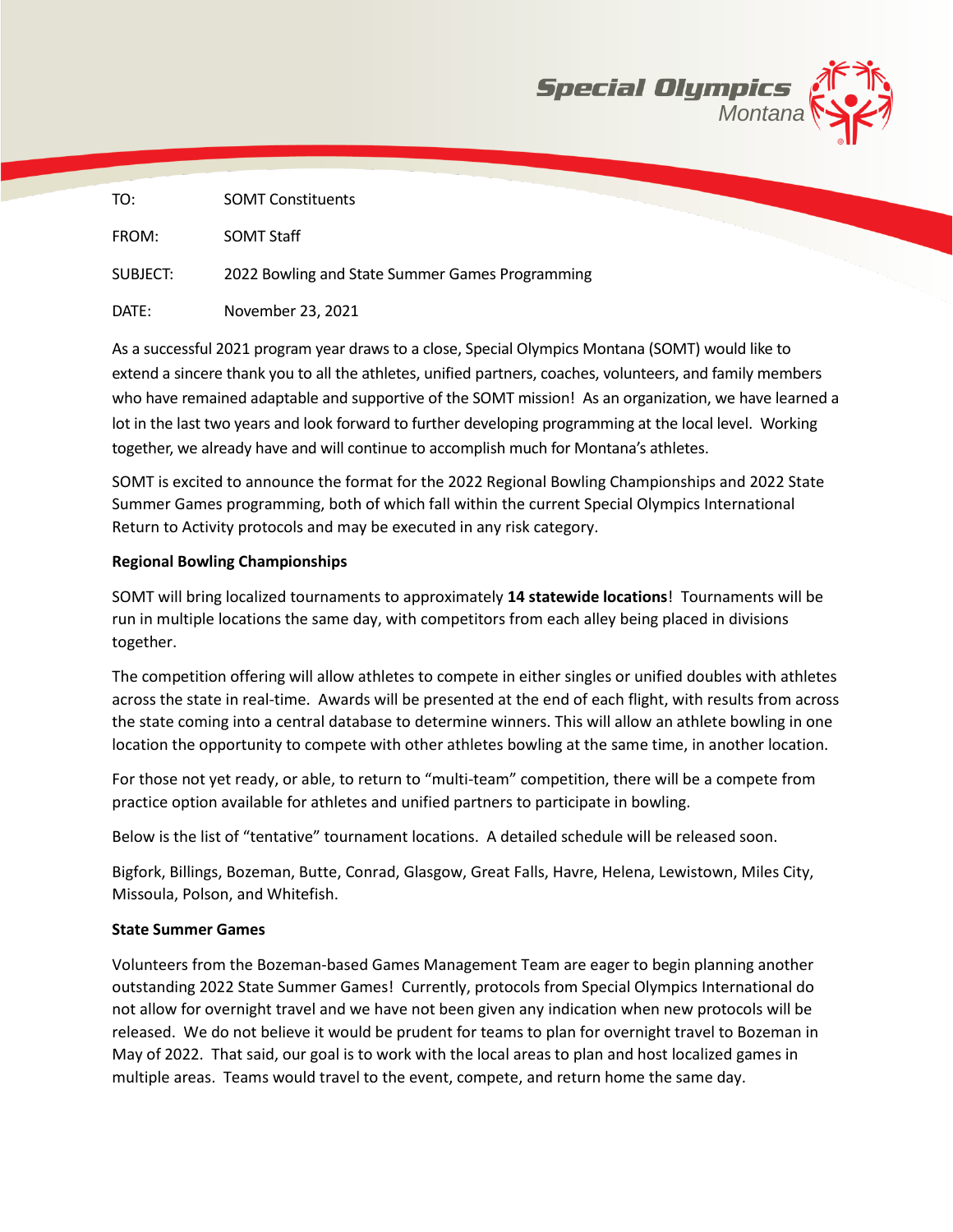Special Olympics Montana

| | |
|---|---|
| TO: | SOMT Constituents |
| FROM: | SOMT Staff |
| SUBJECT: | 2022 Bowling and State Summer Games Programming |
| DATE: | November 23, 2021 |

As a successful 2021 program year draws to a close, Special Olympics Montana (SOMT) would like to extend a sincere thank you to all the athletes, unified partners, coaches, volunteers, and family members who have remained adaptable and supportive of the SOMT mission! As an organization, we have learned a lot in the last two years and look forward to further developing programming at the local level. Working together, we already have and will continue to accomplish much for Montana's athletes.

SOMT is excited to announce the format for the 2022 Regional Bowling Championships and 2022 State Summer Games programming, both of which fall within the current Special Olympics International Return to Activity protocols and may be executed in any risk category.

**Regional Bowling Championships**

SOMT will bring localized tournaments to approximately **14 statewide locations**! Tournaments will be run in multiple locations the same day, with competitors from each alley being placed in divisions together.

The competition offering will allow athletes to compete in either singles or unified doubles with athletes across the state in real-time. Awards will be presented at the end of each flight, with results from across the state coming into a central database to determine winners. This will allow an athlete bowling in one location the opportunity to compete with other athletes bowling at the same time, in another location.

For those not yet ready, or able, to return to "multi-team" competition, there will be a compete from practice option available for athletes and unified partners to participate in bowling.

Below is the list of "tentative" tournament locations. A detailed schedule will be released soon.

Bigfork, Billings, Bozeman, Butte, Conrad, Glasgow, Great Falls, Havre, Helena, Lewistown, Miles City, Missoula, Polson, and Whitefish.

**State Summer Games**

Volunteers from the Bozeman-based Games Management Team are eager to begin planning another outstanding 2022 State Summer Games! Currently, protocols from Special Olympics International do not allow for overnight travel and we have not been given any indication when new protocols will be released. We do not believe it would be prudent for teams to plan for overnight travel to Bozeman in May of 2022. That said, our goal is to work with the local areas to plan and host localized games in multiple areas. Teams would travel to the event, compete, and return home the same day.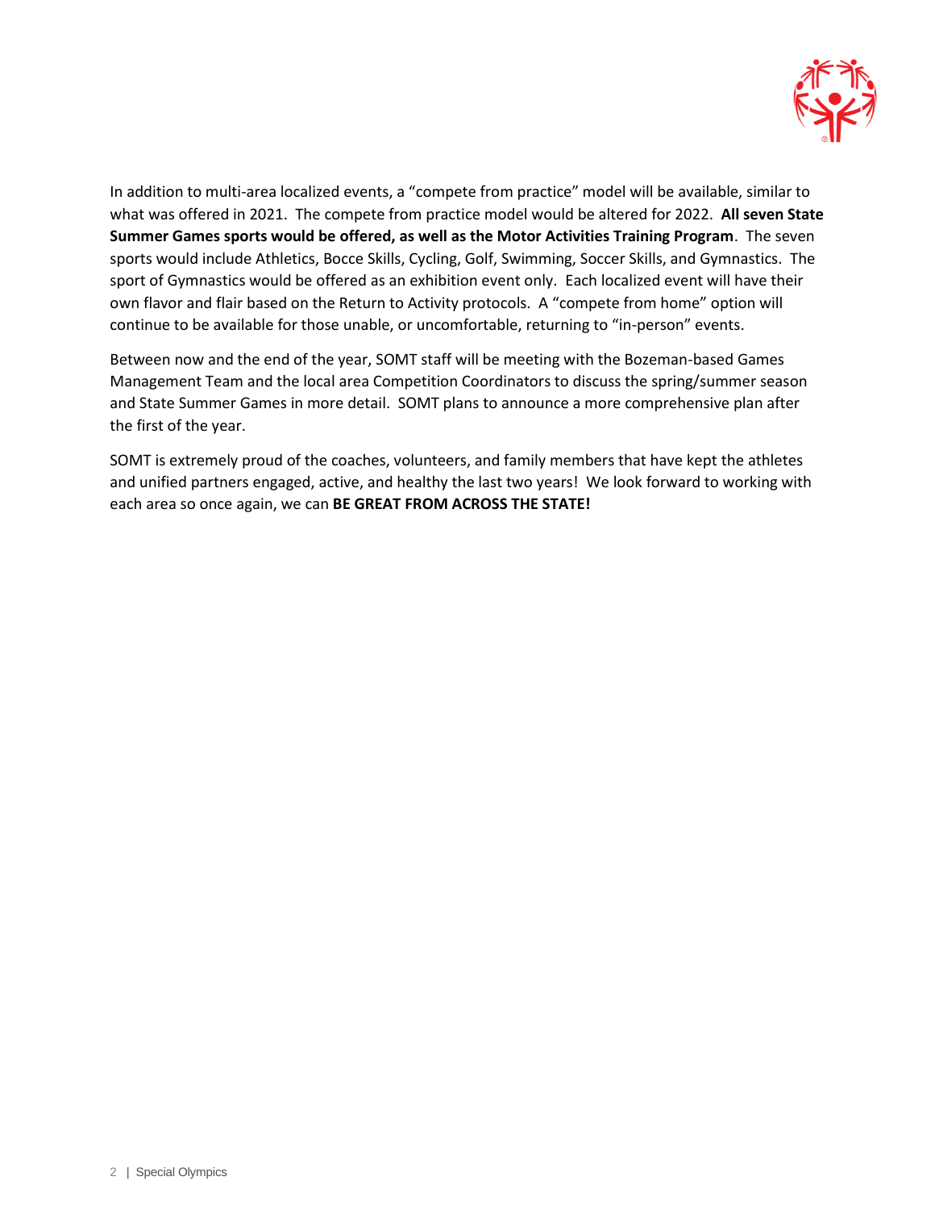In addition to multi-area localized events, a "compete from practice" model will be available, similar to what was offered in 2021. The compete from practice model would be altered for 2022. **All seven State Summer Games sports would be offered, as well as the Motor Activities Training Program**. The seven sports would include Athletics, Bocce Skills, Cycling, Golf, Swimming, Soccer Skills, and Gymnastics. The sport of Gymnastics would be offered as an exhibition event only. Each localized event will have their own flavor and flair based on the Return to Activity protocols. A "compete from home" option will continue to be available for those unable, or uncomfortable, returning to "in-person" events.

Between now and the end of the year, SOMT staff will be meeting with the Bozeman-based Games Management Team and the local area Competition Coordinators to discuss the spring/summer season and State Summer Games in more detail. SOMT plans to announce a more comprehensive plan after the first of the year.

SOMT is extremely proud of the coaches, volunteers, and family members that have kept the athletes and unified partners engaged, active, and healthy the last two years! We look forward to working with each area so once again, we can **BE GREAT FROM ACROSS THE STATE!**